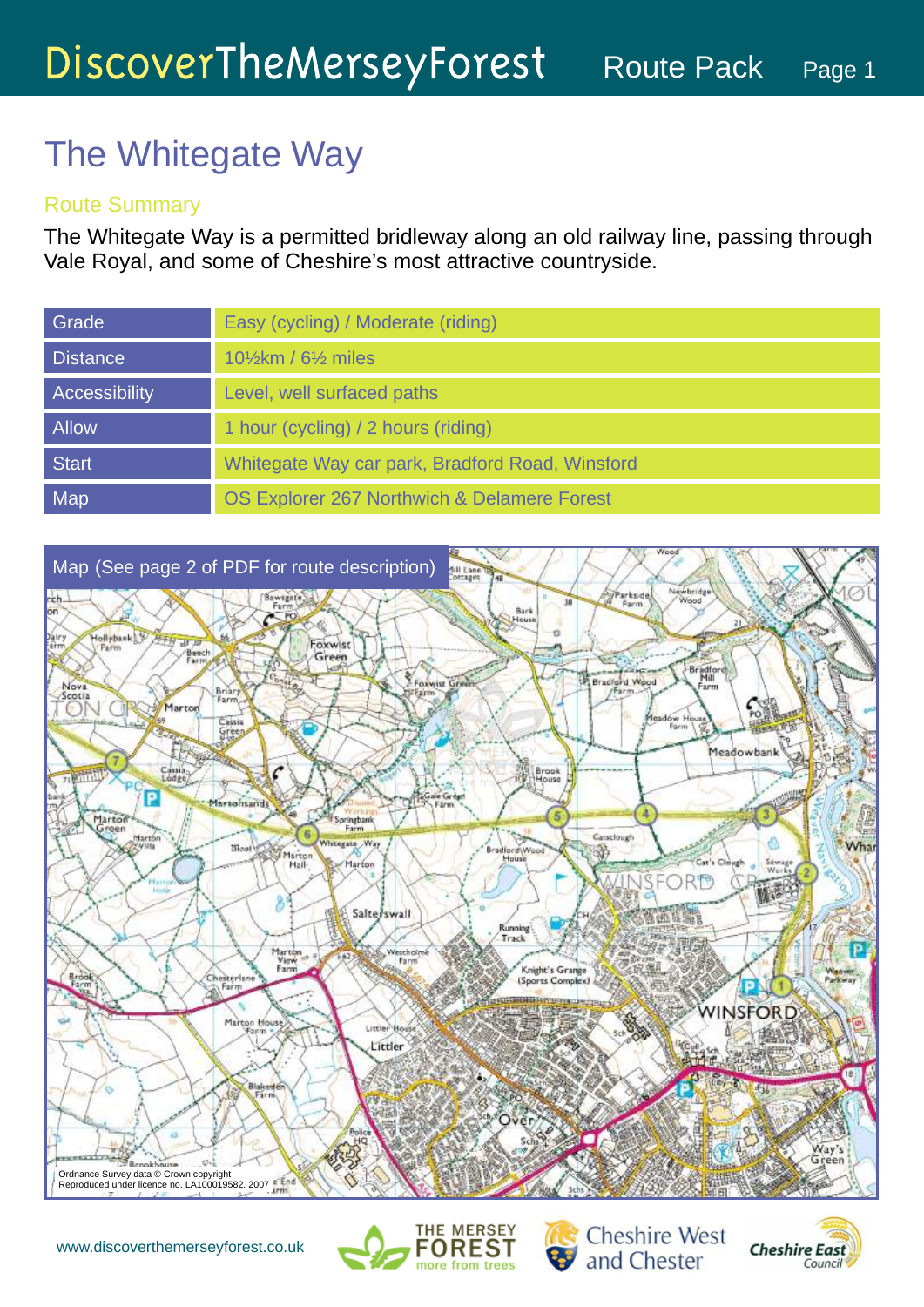# The Whitegate Way

## Route Summary

The Whitegate Way is a permitted bridleway along an old railway line, passing through Vale Royal, and some of Cheshire's most attractive countryside.

| | |
|---|---|
| Grade | Easy (cycling) / Moderate (riding) |
| Distance | 10½km / 6½ miles |
| Accessibility | Level, well surfaced paths |
| Allow | 1 hour (cycling) / 2 hours (riding) |
| Start | Whitegate Way car park, Bradford Road, Winsford |
| Map | OS Explorer 267 Northwich & Delamere Forest |

Map (See page 2 of PDF for route description)

Ordnance Survey data © Crown copyright
Reproduced under licence no. LA100019582. 2007

www.discoverthemerseyforest.co.uk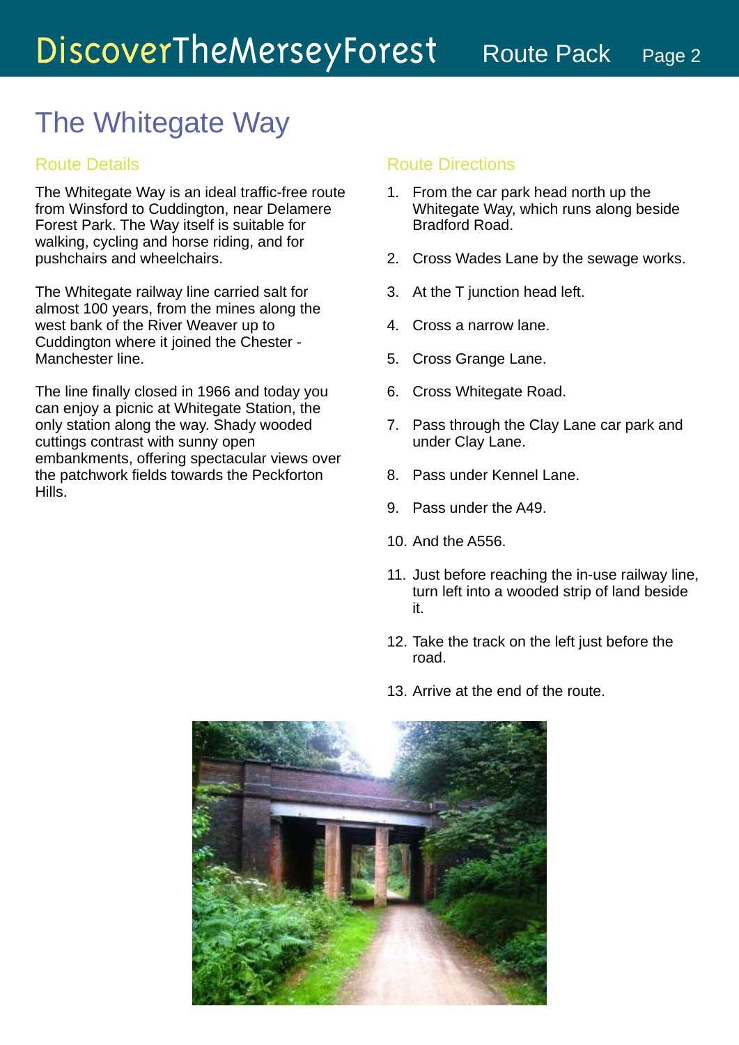# The Whitegate Way

## Route Details

The Whitegate Way is an ideal traffic-free route from Winsford to Cuddington, near Delamere Forest Park. The Way itself is suitable for walking, cycling and horse riding, and for pushchairs and wheelchairs.

The Whitegate railway line carried salt for almost 100 years, from the mines along the west bank of the River Weaver up to Cuddington where it joined the Chester - Manchester line.

The line finally closed in 1966 and today you can enjoy a picnic at Whitegate Station, the only station along the way. Shady wooded cuttings contrast with sunny open embankments, offering spectacular views over the patchwork fields towards the Peckforton Hills.

## Route Directions

1. From the car park head north up the Whitegate Way, which runs along beside Bradford Road.
2. Cross Wades Lane by the sewage works.
3. At the T junction head left.
4. Cross a narrow lane.
5. Cross Grange Lane.
6. Cross Whitegate Road.
7. Pass through the Clay Lane car park and under Clay Lane.
8. Pass under Kennel Lane.
9. Pass under the A49.
10. And the A556.
11. Just before reaching the in-use railway line, turn left into a wooded strip of land beside it.
12. Take the track on the left just before the road.
13. Arrive at the end of the route.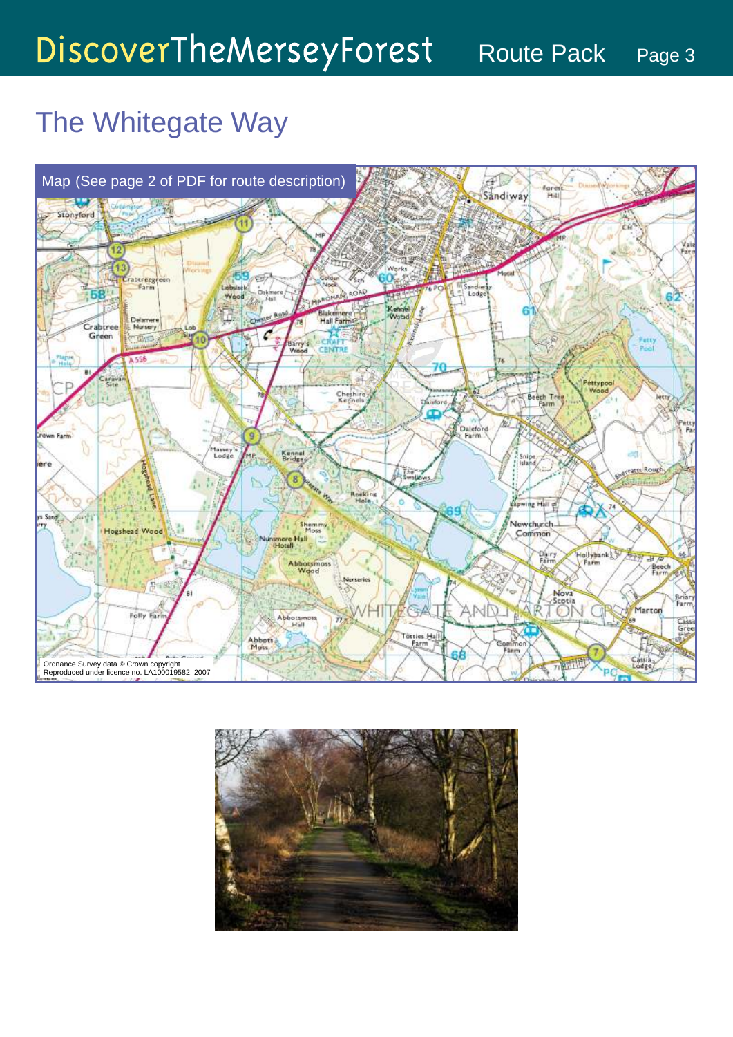# The Whitegate Way

Map (See page 2 of PDF for route description)

Ordnance Survey data © Crown copyright
Reproduced under licence no. LA100019582. 2007